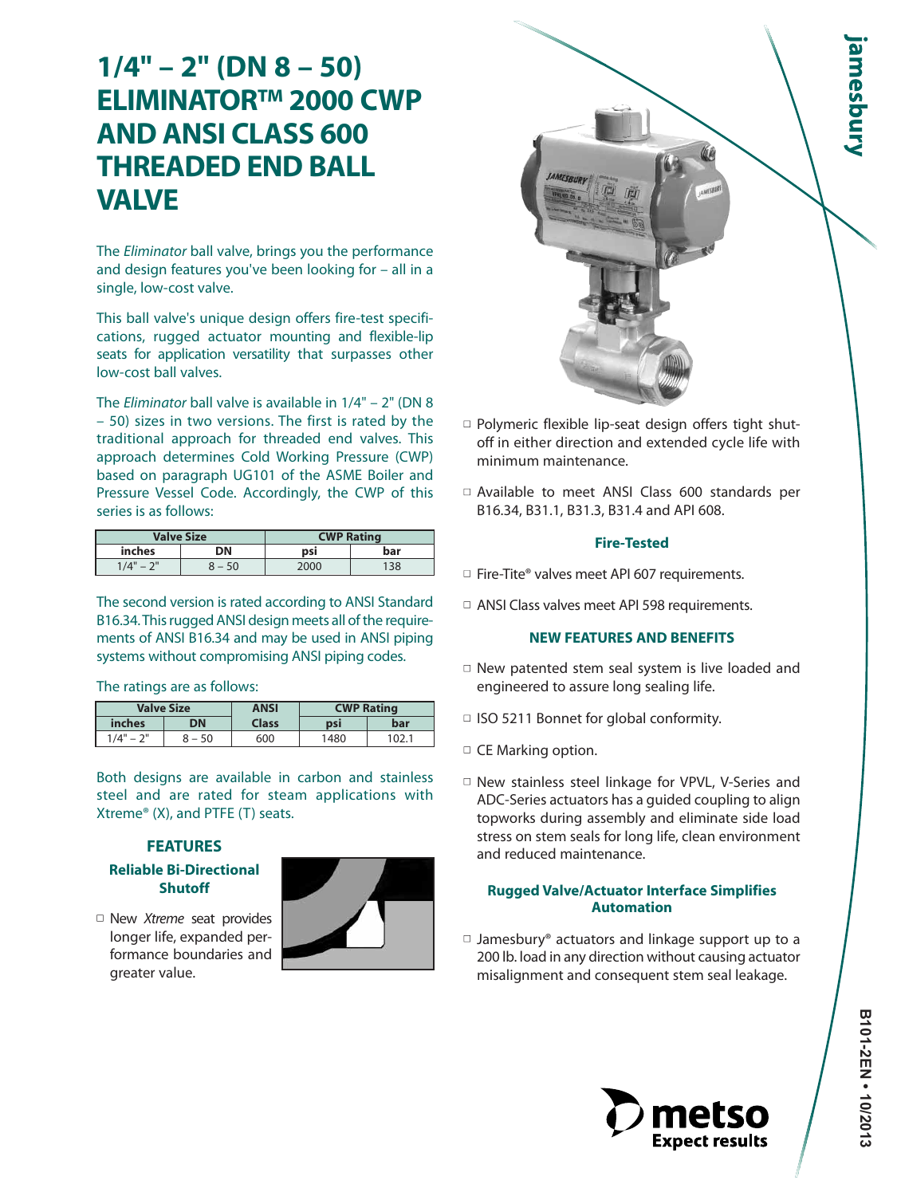# 1/4" – 2" (DN 8 – 50) ELIMINATOR™ 2000 CWP AND ANSI CLASS 600 THREADED END BALL VALVE

The *Eliminator* ball valve, brings you the performance and design features you've been looking for – all in a single, low-cost valve.

This ball valve's unique design offers fire-test specifications, rugged actuator mounting and flexible-lip seats for application versatility that surpasses other low-cost ball valves.

The *Eliminator* ball valve is available in 1/4" – 2" (DN 8 – 50) sizes in two versions. The first is rated by the traditional approach for threaded end valves. This approach determines Cold Working Pressure (CWP) based on paragraph UG101 of the ASME Boiler and Pressure Vessel Code. Accordingly, the CWP of this series is as follows:

| Valve Size | | CWP Rating | |
|---|---|---|---|
| inches | DN | psi | bar |
| 1/4" – 2" | 8 – 50 | 2000 | 138 |

The second version is rated according to ANSI Standard B16.34. This rugged ANSI design meets all of the requirements of ANSI B16.34 and may be used in ANSI piping systems without compromising ANSI piping codes.

The ratings are as follows:

| Valve Size | | ANSI | CWP Rating | |
|---|---|---|---|---|
| inches | DN | Class | psi | bar |
| 1/4" – 2" | 8 – 50 | 600 | 1480 | 102.1 |

Both designs are available in carbon and stainless steel and are rated for steam applications with Xtreme® (X), and PTFE (T) seats.

## FEATURES

### Reliable Bi-Directional Shutoff

- New *Xtreme* seat provides longer life, expanded performance boundaries and greater value.
- Polymeric flexible lip-seat design offers tight shut-off in either direction and extended cycle life with minimum maintenance.
- Available to meet ANSI Class 600 standards per B16.34, B31.1, B31.3, B31.4 and API 608.

### Fire-Tested

- Fire-Tite® valves meet API 607 requirements.
- ANSI Class valves meet API 598 requirements.

### NEW FEATURES AND BENEFITS

- New patented stem seal system is live loaded and engineered to assure long sealing life.
- ISO 5211 Bonnet for global conformity.
- CE Marking option.
- New stainless steel linkage for VPVL, V-Series and ADC-Series actuators has a guided coupling to align topworks during assembly and eliminate side load stress on stem seals for long life, clean environment and reduced maintenance.

### Rugged Valve/Actuator Interface Simplifies Automation

- Jamesbury® actuators and linkage support up to a 200 lb. load in any direction without causing actuator misalignment and consequent stem seal leakage.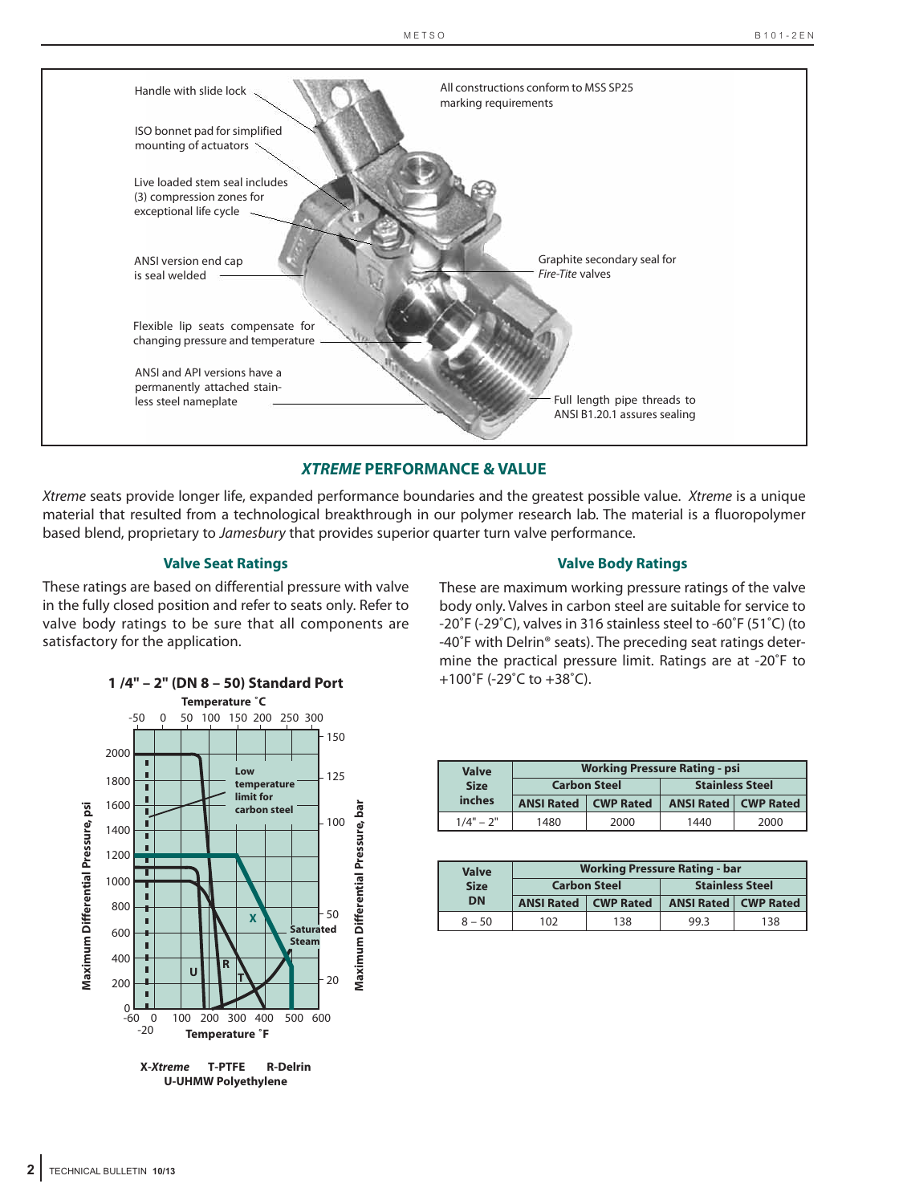Handle with slide lock

ISO bonnet pad for simplified mounting of actuators

Live loaded stem seal includes (3) compression zones for exceptional life cycle

ANSI version end cap is seal welded

Flexible lip seats compensate for changing pressure and temperature

ANSI and API versions have a permanently attached stainless steel nameplate

All constructions conform to MSS SP25 marking requirements

Graphite secondary seal for *Fire-Tite* valves

Full length pipe threads to ANSI B1.20.1 assures sealing

## *XTREME* PERFORMANCE & VALUE

*Xtreme* seats provide longer life, expanded performance boundaries and the greatest possible value. *Xtreme* is a unique material that resulted from a technological breakthrough in our polymer research lab. The material is a fluoropolymer based blend, proprietary to *Jamesbury* that provides superior quarter turn valve performance.

### Valve Seat Ratings

These ratings are based on differential pressure with valve in the fully closed position and refer to seats only. Refer to valve body ratings to be sure that all components are satisfactory for the application.

**1 /4" – 2" (DN 8 – 50) Standard Port**

Low temperature limit for carbon steel

Saturated Steam

X-*Xtreme* T-PTFE R-Delrin U-UHMW Polyethylene

### Valve Body Ratings

These are maximum working pressure ratings of the valve body only. Valves in carbon steel are suitable for service to -20˚F (-29˚C), valves in 316 stainless steel to -60˚F (51˚C) (to -40˚F with Delrin® seats). The preceding seat ratings determine the practical pressure limit. Ratings are at -20˚F to +100˚F (-29˚C to +38˚C).

| Valve Size inches | Working Pressure Rating - psi | | | |
|---|---|---|---|---|
| | Carbon Steel | | Stainless Steel | |
| | ANSI Rated | CWP Rated | ANSI Rated | CWP Rated |
| 1/4" – 2" | 1480 | 2000 | 1440 | 2000 |

| Valve Size DN | Working Pressure Rating - bar | | | |
|---|---|---|---|---|
| | Carbon Steel | | Stainless Steel | |
| | ANSI Rated | CWP Rated | ANSI Rated | CWP Rated |
| 8 – 50 | 102 | 138 | 99.3 | 138 |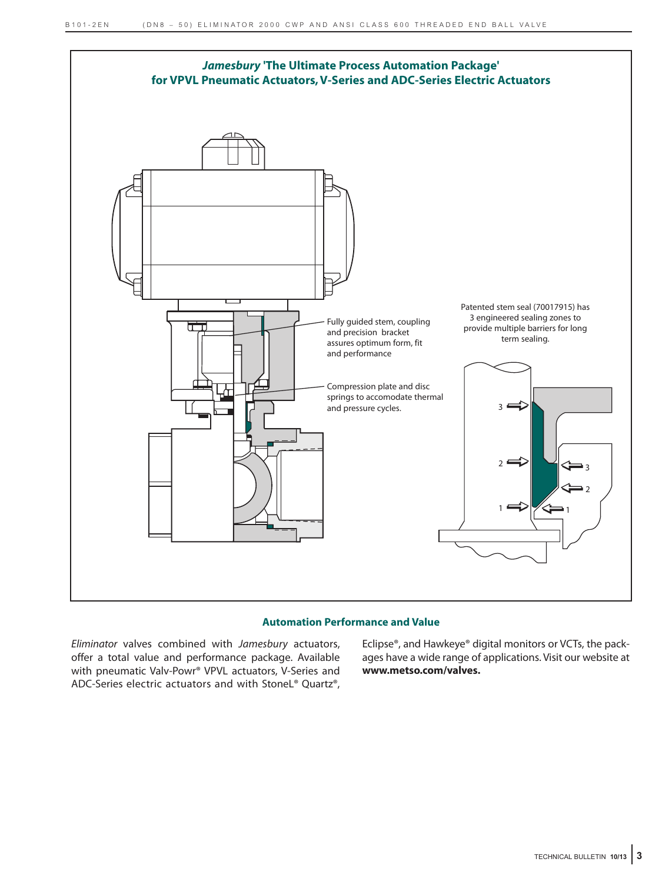## *Jamesbury* 'The Ultimate Process Automation Package' for VPVL Pneumatic Actuators, V-Series and ADC-Series Electric Actuators

Fully guided stem, coupling and precision bracket assures optimum form, fit and performance

Compression plate and disc springs to accomodate thermal and pressure cycles.

Patented stem seal (70017915) has 3 engineered sealing zones to provide multiple barriers for long term sealing.

### Automation Performance and Value

*Eliminator* valves combined with *Jamesbury* actuators, offer a total value and performance package. Available with pneumatic Valv-Powr® VPVL actuators, V-Series and ADC-Series electric actuators and with StoneL® Quartz®, Eclipse®, and Hawkeye® digital monitors or VCTs, the packages have a wide range of applications. Visit our website at **www.metso.com/valves.**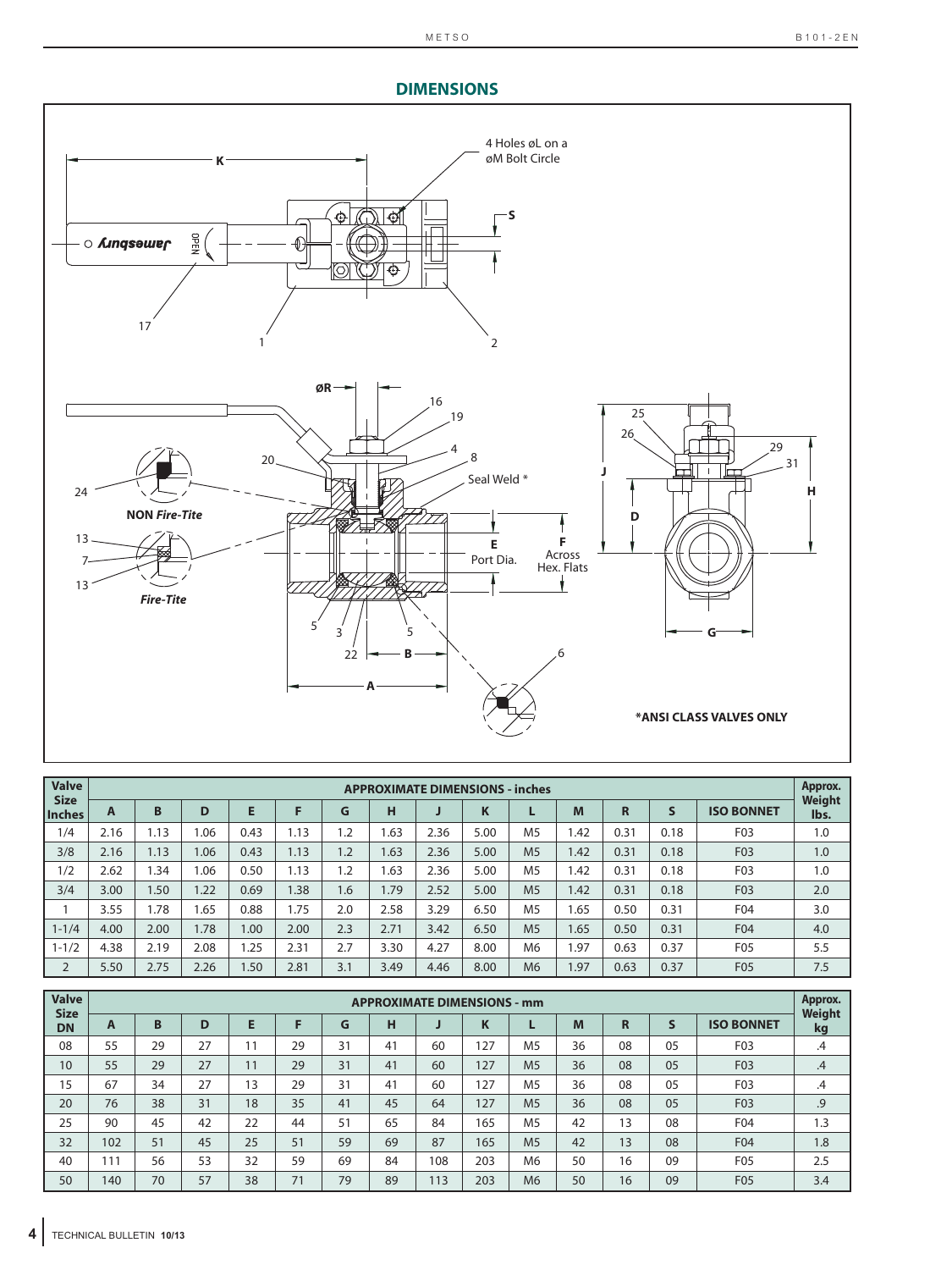## DIMENSIONS

4 Holes øL on a øM Bolt Circle

*ANSI CLASS VALVES ONLY

| Valve Size Inches | APPROXIMATE DIMENSIONS - inches | | | | | | | | | | | | | | Approx. Weight lbs. |
|---|---|---|---|---|---|---|---|---|---|---|---|---|---|---|---|
| | A | B | D | E | F | G | H | J | K | L | M | R | S | ISO BONNET | |
| 1/4 | 2.16 | 1.13 | 1.06 | 0.43 | 1.13 | 1.2 | 1.63 | 2.36 | 5.00 | M5 | 1.42 | 0.31 | 0.18 | F03 | 1.0 |
| 3/8 | 2.16 | 1.13 | 1.06 | 0.43 | 1.13 | 1.2 | 1.63 | 2.36 | 5.00 | M5 | 1.42 | 0.31 | 0.18 | F03 | 1.0 |
| 1/2 | 2.62 | 1.34 | 1.06 | 0.50 | 1.13 | 1.2 | 1.63 | 2.36 | 5.00 | M5 | 1.42 | 0.31 | 0.18 | F03 | 1.0 |
| 3/4 | 3.00 | 1.50 | 1.22 | 0.69 | 1.38 | 1.6 | 1.79 | 2.52 | 5.00 | M5 | 1.42 | 0.31 | 0.18 | F03 | 2.0 |
| 1 | 3.55 | 1.78 | 1.65 | 0.88 | 1.75 | 2.0 | 2.58 | 3.29 | 6.50 | M5 | 1.65 | 0.50 | 0.31 | F04 | 3.0 |
| 1-1/4 | 4.00 | 2.00 | 1.78 | 1.00 | 2.00 | 2.3 | 2.71 | 3.42 | 6.50 | M5 | 1.65 | 0.50 | 0.31 | F04 | 4.0 |
| 1-1/2 | 4.38 | 2.19 | 2.08 | 1.25 | 2.31 | 2.7 | 3.30 | 4.27 | 8.00 | M6 | 1.97 | 0.63 | 0.37 | F05 | 5.5 |
| 2 | 5.50 | 2.75 | 2.26 | 1.50 | 2.81 | 3.1 | 3.49 | 4.46 | 8.00 | M6 | 1.97 | 0.63 | 0.37 | F05 | 7.5 |

| Valve Size DN | APPROXIMATE DIMENSIONS - mm | | | | | | | | | | | | | | Approx. Weight kg |
|---|---|---|---|---|---|---|---|---|---|---|---|---|---|---|---|
| | A | B | D | E | F | G | H | J | K | L | M | R | S | ISO BONNET | |
| 08 | 55 | 29 | 27 | 11 | 29 | 31 | 41 | 60 | 127 | M5 | 36 | 08 | 05 | F03 | .4 |
| 10 | 55 | 29 | 27 | 11 | 29 | 31 | 41 | 60 | 127 | M5 | 36 | 08 | 05 | F03 | .4 |
| 15 | 67 | 34 | 27 | 13 | 29 | 31 | 41 | 60 | 127 | M5 | 36 | 08 | 05 | F03 | .4 |
| 20 | 76 | 38 | 31 | 18 | 35 | 41 | 45 | 64 | 127 | M5 | 36 | 08 | 05 | F03 | .9 |
| 25 | 90 | 45 | 42 | 22 | 44 | 51 | 65 | 84 | 165 | M5 | 42 | 13 | 08 | F04 | 1.3 |
| 32 | 102 | 51 | 45 | 25 | 51 | 59 | 69 | 87 | 165 | M5 | 42 | 13 | 08 | F04 | 1.8 |
| 40 | 111 | 56 | 53 | 32 | 59 | 69 | 84 | 108 | 203 | M6 | 50 | 16 | 09 | F05 | 2.5 |
| 50 | 140 | 70 | 57 | 38 | 71 | 79 | 89 | 113 | 203 | M6 | 50 | 16 | 09 | F05 | 3.4 |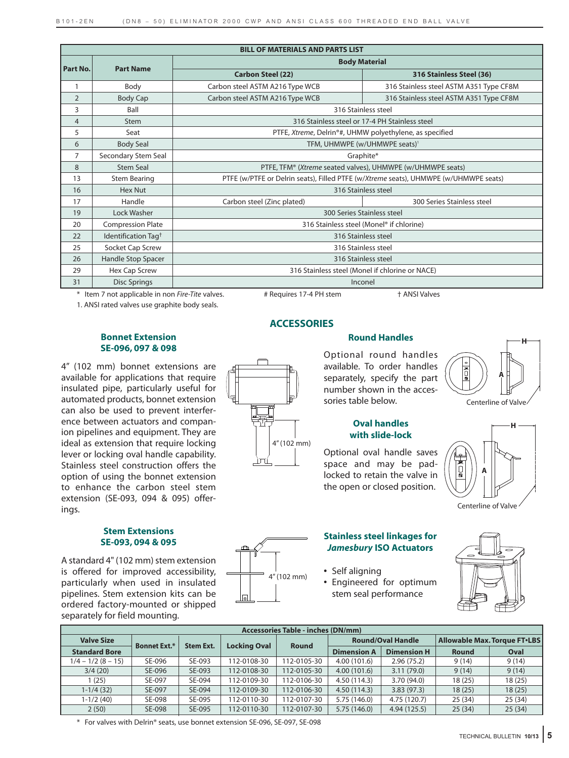| Part No. | Part Name | Body Material | |
|---|---|---|---|
| | | Carbon Steel (22) | 316 Stainless Steel (36) |
| 1 | Body | Carbon steel ASTM A216 Type WCB | 316 Stainless steel ASTM A351 Type CF8M |
| 2 | Body Cap | Carbon steel ASTM A216 Type WCB | 316 Stainless steel ASTM A351 Type CF8M |
| 3 | Ball | 316 Stainless steel | |
| 4 | Stem | 316 Stainless steel or 17-4 PH Stainless steel | |
| 5 | Seat | PTFE, *Xtreme*, Delrin®#, UHMW polyethylene, as specified | |
| 6 | Body Seal | TFM, UHMWPE (w/UHMWPE seats)[1] | |
| 7 | Secondary Stem Seal | Graphite* | |
| 8 | Stem Seal | PTFE, TFM® (*Xtreme* seated valves), UHMWPE (w/UHMWPE seats) | |
| 13 | Stem Bearing | PTFE (w/PTFE or Delrin seats), Filled PTFE (w/*Xtreme* seats), UHMWPE (w/UHMWPE seats) | |
| 16 | Hex Nut | 316 Stainless steel | |
| 17 | Handle | Carbon steel (Zinc plated) | 300 Series Stainless steel |
| 19 | Lock Washer | 300 Series Stainless steel | |
| 20 | Compression Plate | 316 Stainless steel (Monel® if chlorine) | |
| 22 | Identification Tag† | 316 Stainless steel | |
| 25 | Socket Cap Screw | 316 Stainless steel | |
| 26 | Handle Stop Spacer | 316 Stainless steel | |
| 29 | Hex Cap Screw | 316 Stainless steel (Monel if chlorine or NACE) | |
| 31 | Disc Springs | Inconel | |

\* Item 7 not applicable in non *Fire-Tite* valves. # Requires 17-4 PH stem † ANSI Valves

1. ANSI rated valves use graphite body seals.

## ACCESSORIES

### Bonnet Extension SE-096, 097 & 098

4″ (102 mm) bonnet extensions are available for applications that require insulated pipe, particularly useful for automated products, bonnet extension can also be used to prevent interference between actuators and companion pipelines and equipment. They are ideal as extension that require locking lever or locking oval handle capability. Stainless steel construction offers the option of using the bonnet extension to enhance the carbon steel stem extension (SE-093, 094 & 095) offerings.

4″ (102 mm)

### Stem Extensions SE-093, 094 & 095

A standard 4" (102 mm) stem extension is offered for improved accessibility, particularly when used in insulated pipelines. Stem extension kits can be ordered factory-mounted or shipped separately for field mounting.

4″ (102 mm)

### Round Handles

Optional round handles available. To order handles separately, specify the part number shown in the accessories table below.

Centerline of Valve

### Oval handles with slide-lock

Optional oval handle saves space and may be padlocked to retain the valve in the open or closed position.

Centerline of Valve

### Stainless steel linkages for *Jamesbury* ISO Actuators

- Self aligning
- Engineered for optimum stem seal performance

**Accessories Table - inches (DN/mm)**

| Valve Size | Bonnet Ext.* | Stem Ext. | Locking Oval | Round | Round/Oval Handle | | Allowable Max. Torque FT•LBS | |
|---|---|---|---|---|---|---|---|---|
| Standard Bore | | | | | Dimension A | Dimension H | Round | Oval |
| 1/4 – 1/2 (8 – 15) | SE-096 | SE-093 | 112-0108-30 | 112-0105-30 | 4.00 (101.6) | 2.96 (75.2) | 9 (14) | 9 (14) |
| 3/4 (20) | SE-096 | SE-093 | 112-0108-30 | 112-0105-30 | 4.00 (101.6) | 3.11 (79.0) | 9 (14) | 9 (14) |
| 1 (25) | SE-097 | SE-094 | 112-0109-30 | 112-0106-30 | 4.50 (114.3) | 3.70 (94.0) | 18 (25) | 18 (25) |
| 1-1/4 (32) | SE-097 | SE-094 | 112-0109-30 | 112-0106-30 | 4.50 (114.3) | 3.83 (97.3) | 18 (25) | 18 (25) |
| 1-1/2 (40) | SE-098 | SE-095 | 112-0110-30 | 112-0107-30 | 5.75 (146.0) | 4.75 (120.7) | 25 (34) | 25 (34) |
| 2 (50) | SE-098 | SE-095 | 112-0110-30 | 112-0107-30 | 5.75 (146.0) | 4.94 (125.5) | 25 (34) | 25 (34) |

\* For valves with Delrin® seats, use bonnet extension SE-096, SE-097, SE-098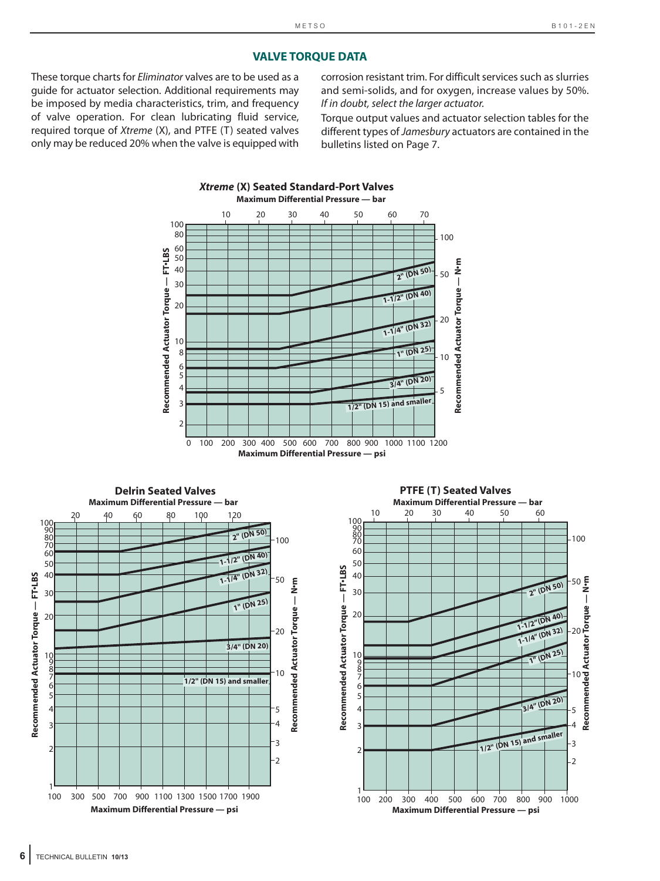## VALVE TORQUE DATA

These torque charts for *Eliminator* valves are to be used as a guide for actuator selection. Additional requirements may be imposed by media characteristics, trim, and frequency of valve operation. For clean lubricating fluid service, required torque of *Xtreme* (X), and PTFE (T) seated valves only may be reduced 20% when the valve is equipped with corrosion resistant trim. For difficult services such as slurries and semi-solids, and for oxygen, increase values by 50%. *If in doubt, select the larger actuator.*

Torque output values and actuator selection tables for the different types of *Jamesbury* actuators are contained in the bulletins listed on Page 7.

### *Xtreme* (X) Seated Standard-Port Valves

Maximum Differential Pressure — bar

Recommended Actuator Torque — FT•LBS / Recommended Actuator Torque — N•m

Curves: 2" (DN 50); 1-1/2" (DN 40); 1-1/4" (DN 32); 1" (DN 25); 3/4" (DN 20); 1/2" (DN 15) and smaller

Maximum Differential Pressure — psi

### Delrin Seated Valves

Maximum Differential Pressure — bar

Recommended Actuator Torque — FT•LBS / Recommended Actuator Torque — N•m

Curves: 2" (DN 50); 1-1/2" (DN 40); 1-1/4" (DN 32); 1" (DN 25); 3/4" (DN 20); 1/2" (DN 15) and smaller

Maximum Differential Pressure — psi

### PTFE (T) Seated Valves

Maximum Differential Pressure — bar

Recommended Actuator Torque — FT•LBS / Recommended Actuator Torque — N•m

Curves: 2" (DN 50); 1-1/2" (DN 40); 1-1/4" (DN 32); 1" (DN 25); 3/4" (DN 20); 1/2" (DN 15) and smaller

Maximum Differential Pressure — psi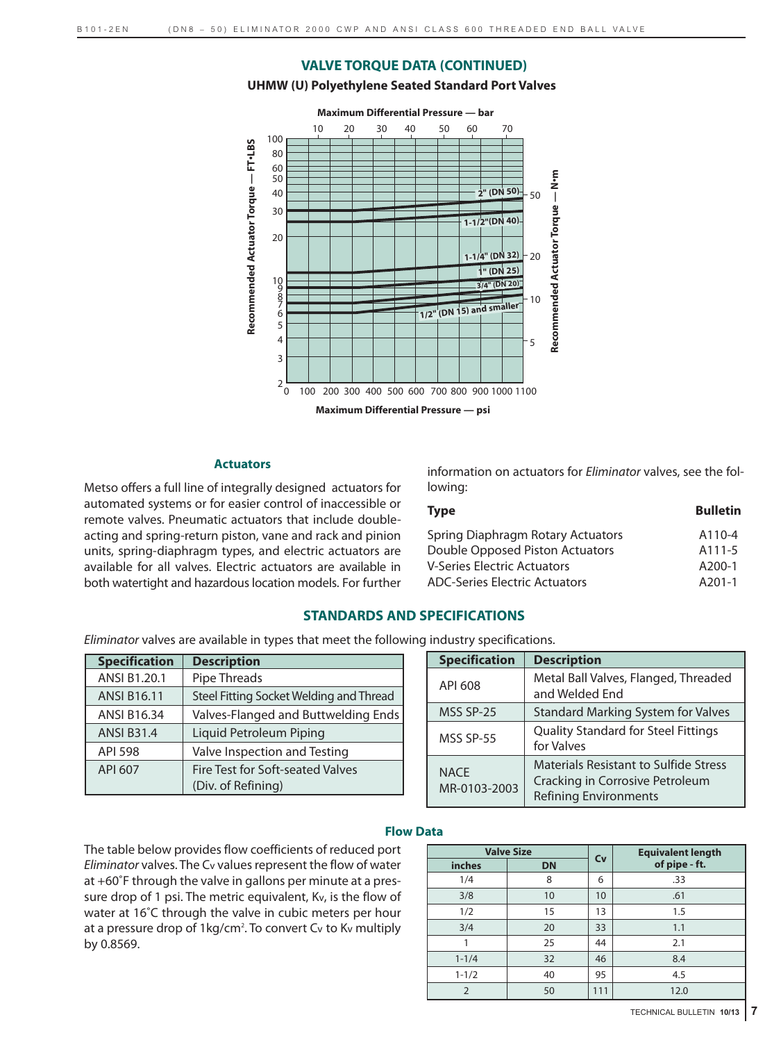## VALVE TORQUE DATA (CONTINUED)

### UHMW (U) Polyethylene Seated Standard Port Valves

Maximum Differential Pressure — bar

10 20 30 40 50 60 70

Recommended Actuator Torque — FT•LBS

Recommended Actuator Torque — N•m

2" (DN 50)

1-1/2"(DN 40)

1-1/4" (DN 32)

1" (DN 25)

3/4" (DN 20)

1/2" (DN 15) and smaller

0 100 200 300 400 500 600 700 800 900 1000 1100

Maximum Differential Pressure — psi

### Actuators

Metso offers a full line of integrally designed actuators for automated systems or for easier control of inaccessible or remote valves. Pneumatic actuators that include double-acting and spring-return piston, vane and rack and pinion units, spring-diaphragm types, and electric actuators are available for all valves. Electric actuators are available in both watertight and hazardous location models. For further information on actuators for *Eliminator* valves, see the following:

| Type | Bulletin |
|---|---|
| Spring Diaphragm Rotary Actuators | A110-4 |
| Double Opposed Piston Actuators | A111-5 |
| V-Series Electric Actuators | A200-1 |
| ADC-Series Electric Actuators | A201-1 |

## STANDARDS AND SPECIFICATIONS

*Eliminator* valves are available in types that meet the following industry specifications.

| Specification | Description |
|---|---|
| ANSI B1.20.1 | Pipe Threads |
| ANSI B16.11 | Steel Fitting Socket Welding and Thread |
| ANSI B16.34 | Valves-Flanged and Buttwelding Ends |
| ANSI B31.4 | Liquid Petroleum Piping |
| API 598 | Valve Inspection and Testing |
| API 607 | Fire Test for Soft-seated Valves (Div. of Refining) |

| Specification | Description |
|---|---|
| API 608 | Metal Ball Valves, Flanged, Threaded and Welded End |
| MSS SP-25 | Standard Marking System for Valves |
| MSS SP-55 | Quality Standard for Steel Fittings for Valves |
| NACE MR-0103-2003 | Materials Resistant to Sulfide Stress Cracking in Corrosive Petroleum Refining Environments |

### Flow Data

The table below provides flow coefficients of reduced port *Eliminator* valves. The $C_v$ values represent the flow of water at +60˚F through the valve in gallons per minute at a pressure drop of 1 psi. The metric equivalent, $K_v$, is the flow of water at 16˚C through the valve in cubic meters per hour at a pressure drop of 1kg/cm$^2$. To convert $C_v$ to $K_v$ multiply by 0.8569.

| Valve Size | | Cv | Equivalent length of pipe - ft. |
|---|---|---|---|
| inches | DN | | |
| 1/4 | 8 | 6 | .33 |
| 3/8 | 10 | 10 | .61 |
| 1/2 | 15 | 13 | 1.5 |
| 3/4 | 20 | 33 | 1.1 |
| 1 | 25 | 44 | 2.1 |
| 1-1/4 | 32 | 46 | 8.4 |
| 1-1/2 | 40 | 95 | 4.5 |
| 2 | 50 | 111 | 12.0 |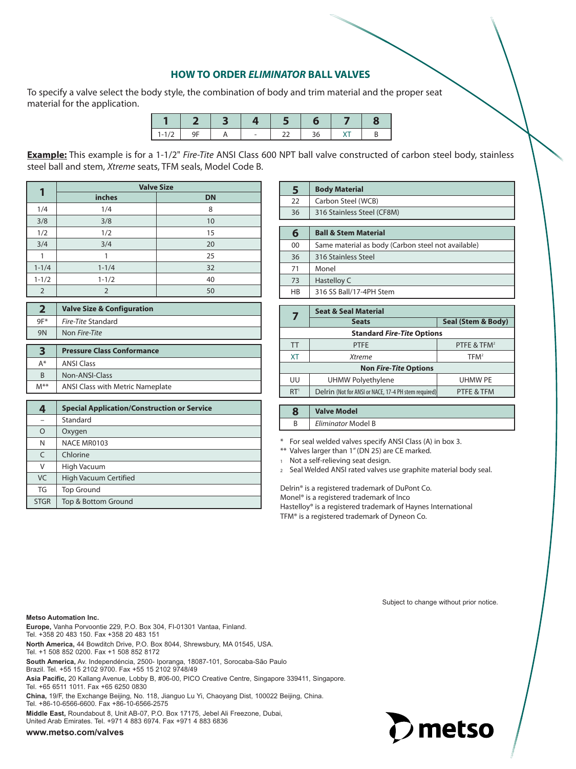## HOW TO ORDER *ELIMINATOR* BALL VALVES

To specify a valve select the body style, the combination of body and trim material and the proper seat material for the application.

| 1 | 2 | 3 | 4 | 5 | 6 | 7 | 8 |
|---|---|---|---|---|---|---|---|
| 1-1/2 | 9F | A | - | 22 | 36 | XT | B |

**Example:** This example is for a 1-1/2" *Fire-Tite* ANSI Class 600 NPT ball valve constructed of carbon steel body, stainless steel ball and stem, *Xtreme* seats, TFM seals, Model Code B.

| 1 | Valve Size | |
|---|---|---|
| | inches | DN |
| 1/4 | 1/4 | 8 |
| 3/8 | 3/8 | 10 |
| 1/2 | 1/2 | 15 |
| 3/4 | 3/4 | 20 |
| 1 | 1 | 25 |
| 1-1/4 | 1-1/4 | 32 |
| 1-1/2 | 1-1/2 | 40 |
| 2 | 2 | 50 |

| 2 | Valve Size & Configuration |
|---|---|
| 9F* | *Fire-Tite* Standard |
| 9N | Non *Fire-Tite* |

| 3 | Pressure Class Conformance |
|---|---|
| A* | ANSI Class |
| B | Non-ANSI-Class |
| M** | ANSI Class with Metric Nameplate |

| 4 | Special Application/Construction or Service |
|---|---|
| – | Standard |
| O | Oxygen |
| N | NACE MR0103 |
| C | Chlorine |
| V | High Vacuum |
| VC | High Vacuum Certified |
| TG | Top Ground |
| STGR | Top & Bottom Ground |

| 5 | Body Material |
|---|---|
| 22 | Carbon Steel (WCB) |
| 36 | 316 Stainless Steel (CF8M) |

| 6 | Ball & Stem Material |
|---|---|
| 00 | Same material as body (Carbon steel not available) |
| 36 | 316 Stainless Steel |
| 71 | Monel |
| 73 | Hastelloy C |
| HB | 316 SS Ball/17-4PH Stem |

| 7 | Seat & Seal Material | |
|---|---|---|
| | Seats | Seal (Stem & Body) |
| | **Standard *Fire-Tite* Options** | |
| TT | PTFE | PTFE & TFM[2] |
| XT | *Xtreme* | TFM[2] |
| | **Non *Fire-Tite* Options** | |
| UU | UHMW Polyethylene | UHMW PE |
| RT[1] | Delrin (Not for ANSI or NACE, 17-4 PH stem required) | PTFE & TFM |

| 8 | Valve Model |
|---|---|
| B | *Eliminator* Model B |

\* For seal welded valves specify ANSI Class (A) in box 3.
** Valves larger than 1" (DN 25) are CE marked.
1 Not a self-relieving seat design.
2 Seal Welded ANSI rated valves use graphite material body seal.

Delrin® is a registered trademark of DuPont Co.
Monel® is a registered trademark of Inco
Hastelloy® is a registered trademark of Haynes International
TFM® is a registered trademark of Dyneon Co.

Subject to change without prior notice.

**Metso Automation Inc.**

**Europe,** Vanha Porvoontie 229, P.O. Box 304, FI-01301 Vantaa, Finland.
Tel. +358 20 483 150. Fax +358 20 483 151

**North America,** 44 Bowditch Drive, P.O. Box 8044, Shrewsbury, MA 01545, USA.
Tel. +1 508 852 0200. Fax +1 508 852 8172

**South America,** Av. Independência, 2500- Iporanga, 18087-101, Sorocaba-São Paulo
Brazil. Tel. +55 15 2102 9700. Fax +55 15 2102 9748/49

**Asia Pacific,** 20 Kallang Avenue, Lobby B, #06-00, PICO Creative Centre, Singapore 339411, Singapore.
Tel. +65 6511 1011. Fax +65 6250 0830

**China,** 19/F, the Exchange Beijing, No. 118, Jianguo Lu Yi, Chaoyang Dist, 100022 Beijing, China.
Tel. +86-10-6566-6600. Fax +86-10-6566-2575

**Middle East,** Roundabout 8, Unit AB-07, P.O. Box 17175, Jebel Ali Freezone, Dubai,
United Arab Emirates. Tel. +971 4 883 6974. Fax +971 4 883 6836

**www.metso.com/valves**

metso